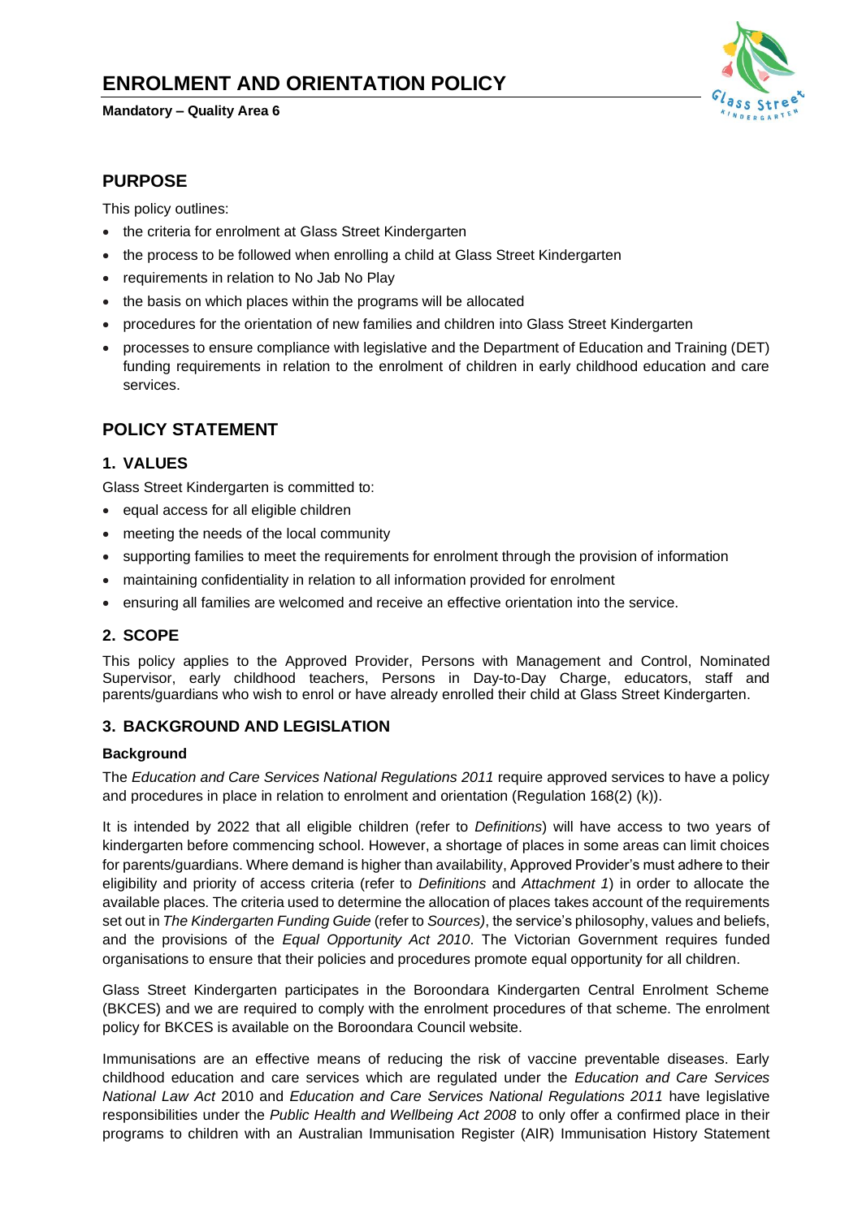# ENROLMENT AND ORIENTATION POLICY

**Mandatory – Quality Area 6**

## PURPOSE

This policy outlines:

- the criteria for enrolment at Glass Street Kindergarten
- the process to be followed when enrolling a child at Glass Street Kindergarten
- requirements in relation to No Jab No Play
- the basis on which places within the programs will be allocated
- procedures for the orientation of new families and children into Glass Street Kindergarten
- processes to ensure compliance with legislative and the Department of Education and Training (DET) funding requirements in relation to the enrolment of children in early childhood education and care services.

## POLICY STATEMENT

### 1. VALUES

Glass Street Kindergarten is committed to:

- equal access for all eligible children
- meeting the needs of the local community
- supporting families to meet the requirements for enrolment through the provision of information
- maintaining confidentiality in relation to all information provided for enrolment
- ensuring all families are welcomed and receive an effective orientation into the service.

### 2. SCOPE

This policy applies to the Approved Provider, Persons with Management and Control, Nominated Supervisor, early childhood teachers, Persons in Day-to-Day Charge, educators, staff and parents/guardians who wish to enrol or have already enrolled their child at Glass Street Kindergarten.

### 3. BACKGROUND AND LEGISLATION

**Background**

The *Education and Care Services National Regulations 2011* require approved services to have a policy and procedures in place in relation to enrolment and orientation (Regulation 168(2) (k)).

It is intended by 2022 that all eligible children (refer to *Definitions*) will have access to two years of kindergarten before commencing school. However, a shortage of places in some areas can limit choices for parents/guardians. Where demand is higher than availability, Approved Provider's must adhere to their eligibility and priority of access criteria (refer to *Definitions* and *Attachment 1*) in order to allocate the available places. The criteria used to determine the allocation of places takes account of the requirements set out in *The Kindergarten Funding Guide* (refer to *Sources)*, the service's philosophy, values and beliefs, and the provisions of the *Equal Opportunity Act 2010*. The Victorian Government requires funded organisations to ensure that their policies and procedures promote equal opportunity for all children.

Glass Street Kindergarten participates in the Boroondara Kindergarten Central Enrolment Scheme (BKCES) and we are required to comply with the enrolment procedures of that scheme. The enrolment policy for BKCES is available on the Boroondara Council website.

Immunisations are an effective means of reducing the risk of vaccine preventable diseases. Early childhood education and care services which are regulated under the *Education and Care Services National Law Act* 2010 and *Education and Care Services National Regulations 2011* have legislative responsibilities under the *Public Health and Wellbeing Act 2008* to only offer a confirmed place in their programs to children with an Australian Immunisation Register (AIR) Immunisation History Statement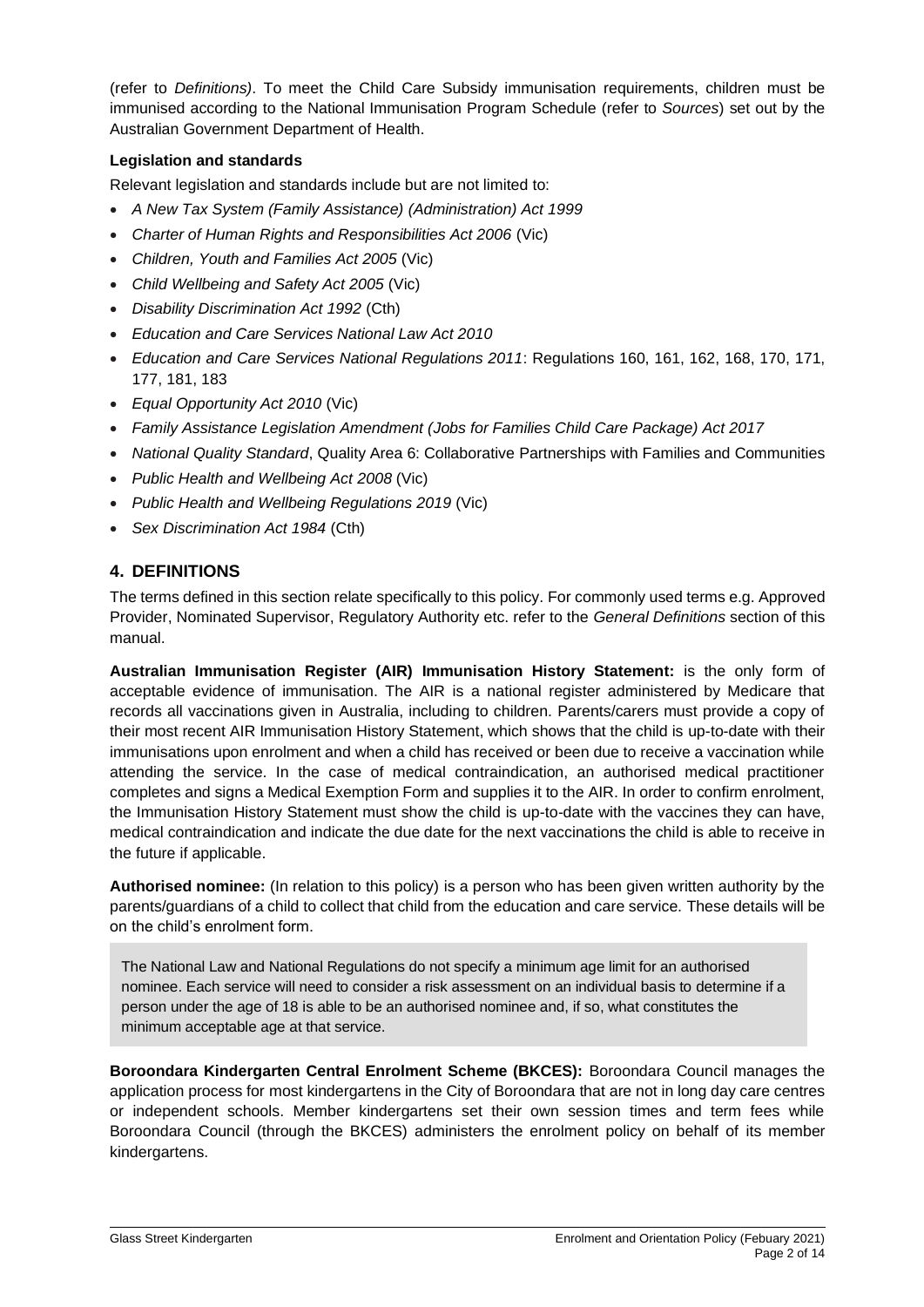(refer to *Definitions)*. To meet the Child Care Subsidy immunisation requirements, children must be immunised according to the National Immunisation Program Schedule (refer to *Sources*) set out by the Australian Government Department of Health.

**Legislation and standards**

Relevant legislation and standards include but are not limited to:

- *A New Tax System (Family Assistance) (Administration) Act 1999*
- *Charter of Human Rights and Responsibilities Act 2006* (Vic)
- *Children, Youth and Families Act 2005* (Vic)
- *Child Wellbeing and Safety Act 2005* (Vic)
- *Disability Discrimination Act 1992* (Cth)
- *Education and Care Services National Law Act 2010*
- *Education and Care Services National Regulations 2011*: Regulations 160, 161, 162, 168, 170, 171, 177, 181, 183
- *Equal Opportunity Act 2010* (Vic)
- *Family Assistance Legislation Amendment (Jobs for Families Child Care Package) Act 2017*
- *National Quality Standard*, Quality Area 6: Collaborative Partnerships with Families and Communities
- *Public Health and Wellbeing Act 2008* (Vic)
- *Public Health and Wellbeing Regulations 2019* (Vic)
- *Sex Discrimination Act 1984* (Cth)

## 4. DEFINITIONS

The terms defined in this section relate specifically to this policy. For commonly used terms e.g. Approved Provider, Nominated Supervisor, Regulatory Authority etc. refer to the *General Definitions* section of this manual.

**Australian Immunisation Register (AIR) Immunisation History Statement:** is the only form of acceptable evidence of immunisation. The AIR is a national register administered by Medicare that records all vaccinations given in Australia, including to children. Parents/carers must provide a copy of their most recent AIR Immunisation History Statement, which shows that the child is up-to-date with their immunisations upon enrolment and when a child has received or been due to receive a vaccination while attending the service. In the case of medical contraindication, an authorised medical practitioner completes and signs a Medical Exemption Form and supplies it to the AIR. In order to confirm enrolment, the Immunisation History Statement must show the child is up-to-date with the vaccines they can have, medical contraindication and indicate the due date for the next vaccinations the child is able to receive in the future if applicable.

**Authorised nominee:** (In relation to this policy) is a person who has been given written authority by the parents/guardians of a child to collect that child from the education and care service. These details will be on the child's enrolment form.

> The National Law and National Regulations do not specify a minimum age limit for an authorised nominee. Each service will need to consider a risk assessment on an individual basis to determine if a person under the age of 18 is able to be an authorised nominee and, if so, what constitutes the minimum acceptable age at that service.

**Boroondara Kindergarten Central Enrolment Scheme (BKCES):** Boroondara Council manages the application process for most kindergartens in the City of Boroondara that are not in long day care centres or independent schools. Member kindergartens set their own session times and term fees while Boroondara Council (through the BKCES) administers the enrolment policy on behalf of its member kindergartens.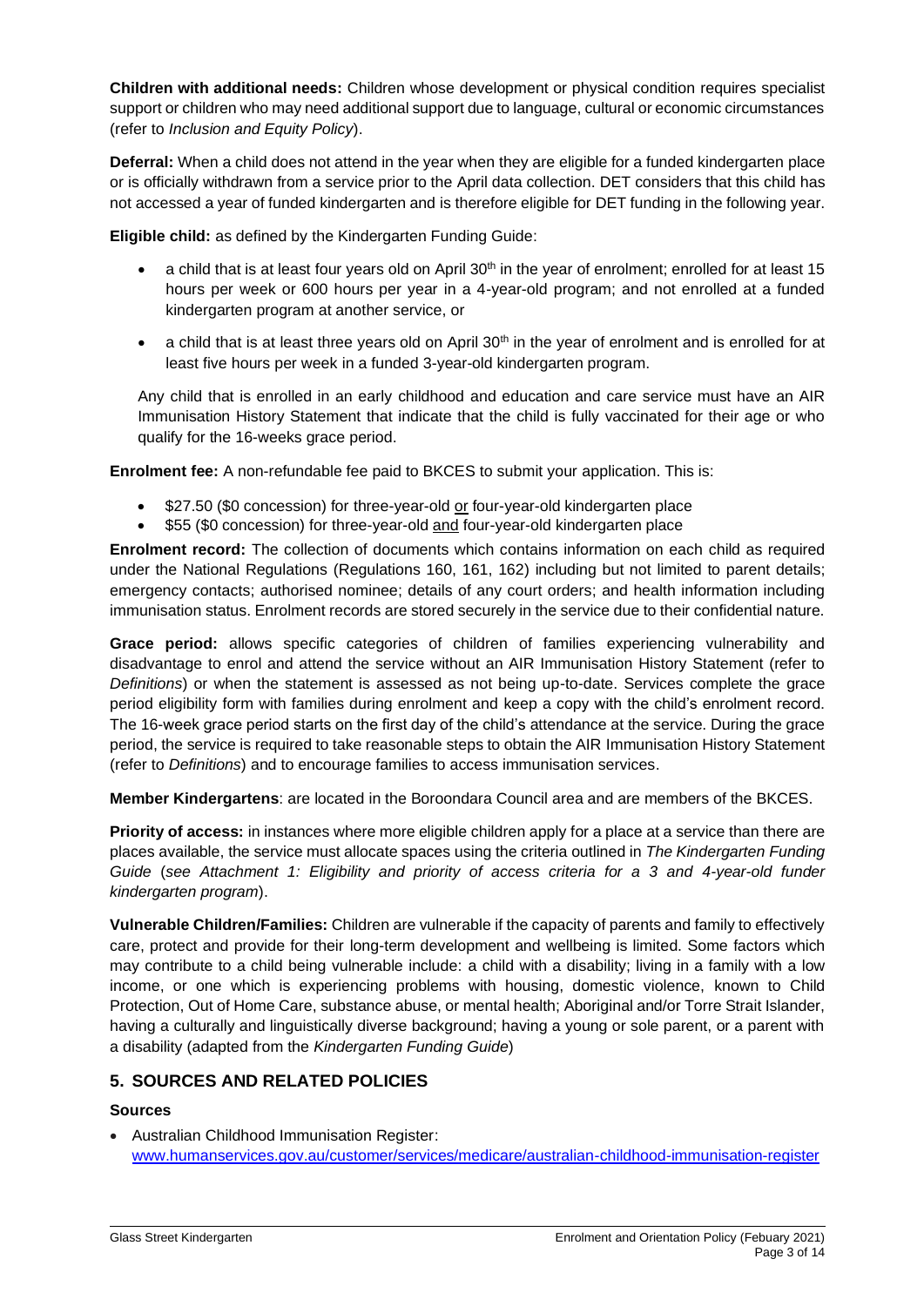**Children with additional needs:** Children whose development or physical condition requires specialist support or children who may need additional support due to language, cultural or economic circumstances (refer to *Inclusion and Equity Policy*).

**Deferral:** When a child does not attend in the year when they are eligible for a funded kindergarten place or is officially withdrawn from a service prior to the April data collection. DET considers that this child has not accessed a year of funded kindergarten and is therefore eligible for DET funding in the following year.

**Eligible child:** as defined by the Kindergarten Funding Guide:

- a child that is at least four years old on April 30th in the year of enrolment; enrolled for at least 15 hours per week or 600 hours per year in a 4-year-old program; and not enrolled at a funded kindergarten program at another service, or
- a child that is at least three years old on April 30th in the year of enrolment and is enrolled for at least five hours per week in a funded 3-year-old kindergarten program.

Any child that is enrolled in an early childhood and education and care service must have an AIR Immunisation History Statement that indicate that the child is fully vaccinated for their age or who qualify for the 16-weeks grace period.

**Enrolment fee:** A non-refundable fee paid to BKCES to submit your application. This is:

- $27.50 ($0 concession) for three-year-old or four-year-old kindergarten place
- $55 ($0 concession) for three-year-old and four-year-old kindergarten place

**Enrolment record:** The collection of documents which contains information on each child as required under the National Regulations (Regulations 160, 161, 162) including but not limited to parent details; emergency contacts; authorised nominee; details of any court orders; and health information including immunisation status. Enrolment records are stored securely in the service due to their confidential nature.

**Grace period:** allows specific categories of children of families experiencing vulnerability and disadvantage to enrol and attend the service without an AIR Immunisation History Statement (refer to *Definitions*) or when the statement is assessed as not being up-to-date. Services complete the grace period eligibility form with families during enrolment and keep a copy with the child's enrolment record. The 16-week grace period starts on the first day of the child's attendance at the service. During the grace period, the service is required to take reasonable steps to obtain the AIR Immunisation History Statement (refer to *Definitions*) and to encourage families to access immunisation services.

**Member Kindergartens**: are located in the Boroondara Council area and are members of the BKCES.

**Priority of access:** in instances where more eligible children apply for a place at a service than there are places available, the service must allocate spaces using the criteria outlined in *The Kindergarten Funding Guide* (*see Attachment 1: Eligibility and priority of access criteria for a 3 and 4-year-old funder kindergarten program*).

**Vulnerable Children/Families:** Children are vulnerable if the capacity of parents and family to effectively care, protect and provide for their long-term development and wellbeing is limited. Some factors which may contribute to a child being vulnerable include: a child with a disability; living in a family with a low income, or one which is experiencing problems with housing, domestic violence, known to Child Protection, Out of Home Care, substance abuse, or mental health; Aboriginal and/or Torre Strait Islander, having a culturally and linguistically diverse background; having a young or sole parent, or a parent with a disability (adapted from the *Kindergarten Funding Guide*)

## 5. SOURCES AND RELATED POLICIES

### Sources

- Australian Childhood Immunisation Register: www.humanservices.gov.au/customer/services/medicare/australian-childhood-immunisation-register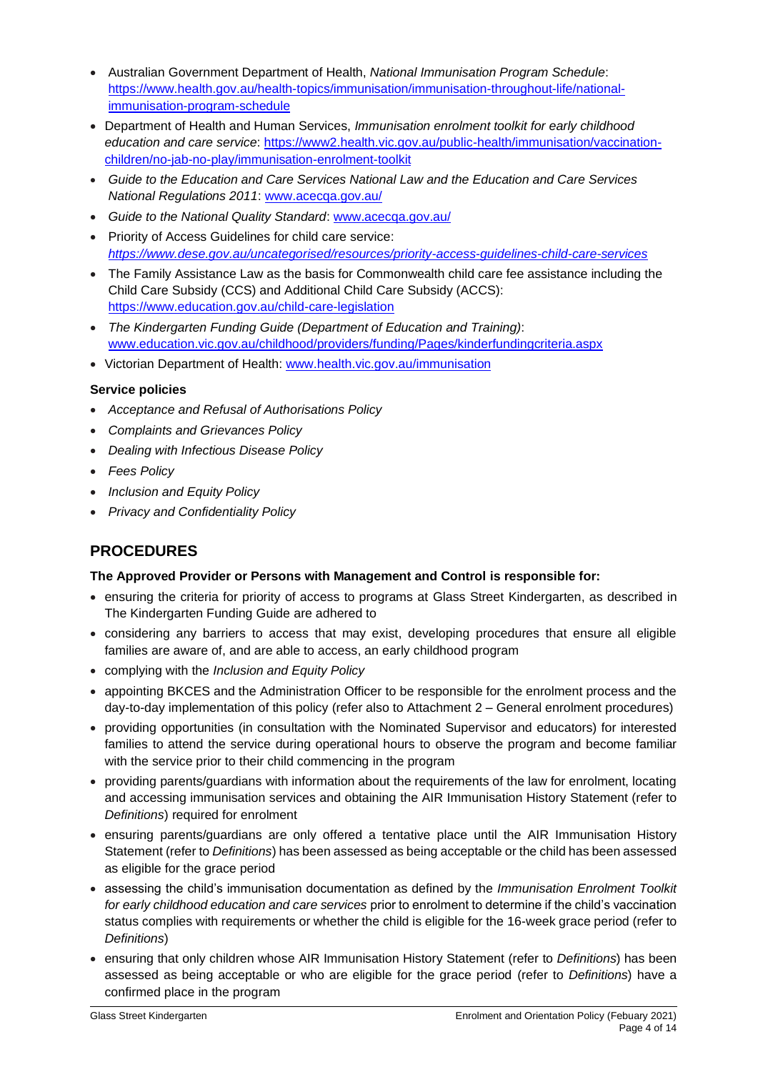- Australian Government Department of Health, *National Immunisation Program Schedule*: https://www.health.gov.au/health-topics/immunisation/immunisation-throughout-life/national-immunisation-program-schedule
- Department of Health and Human Services, *Immunisation enrolment toolkit for early childhood education and care service*: https://www2.health.vic.gov.au/public-health/immunisation/vaccination-children/no-jab-no-play/immunisation-enrolment-toolkit
- *Guide to the Education and Care Services National Law and the Education and Care Services National Regulations 2011*: www.acecqa.gov.au/
- *Guide to the National Quality Standard*: www.acecqa.gov.au/
- Priority of Access Guidelines for child care service: *https://www.dese.gov.au/uncategorised/resources/priority-access-guidelines-child-care-services*
- The Family Assistance Law as the basis for Commonwealth child care fee assistance including the Child Care Subsidy (CCS) and Additional Child Care Subsidy (ACCS): https://www.education.gov.au/child-care-legislation
- *The Kindergarten Funding Guide (Department of Education and Training)*: www.education.vic.gov.au/childhood/providers/funding/Pages/kinderfundingcriteria.aspx
- Victorian Department of Health: www.health.vic.gov.au/immunisation

**Service policies**

- *Acceptance and Refusal of Authorisations Policy*
- *Complaints and Grievances Policy*
- *Dealing with Infectious Disease Policy*
- *Fees Policy*
- *Inclusion and Equity Policy*
- *Privacy and Confidentiality Policy*

## PROCEDURES

**The Approved Provider or Persons with Management and Control is responsible for:**

- ensuring the criteria for priority of access to programs at Glass Street Kindergarten, as described in The Kindergarten Funding Guide are adhered to
- considering any barriers to access that may exist, developing procedures that ensure all eligible families are aware of, and are able to access, an early childhood program
- complying with the *Inclusion and Equity Policy*
- appointing BKCES and the Administration Officer to be responsible for the enrolment process and the day-to-day implementation of this policy (refer also to Attachment 2 – General enrolment procedures)
- providing opportunities (in consultation with the Nominated Supervisor and educators) for interested families to attend the service during operational hours to observe the program and become familiar with the service prior to their child commencing in the program
- providing parents/guardians with information about the requirements of the law for enrolment, locating and accessing immunisation services and obtaining the AIR Immunisation History Statement (refer to *Definitions*) required for enrolment
- ensuring parents/guardians are only offered a tentative place until the AIR Immunisation History Statement (refer to *Definitions*) has been assessed as being acceptable or the child has been assessed as eligible for the grace period
- assessing the child's immunisation documentation as defined by the *Immunisation Enrolment Toolkit for early childhood education and care services* prior to enrolment to determine if the child's vaccination status complies with requirements or whether the child is eligible for the 16-week grace period (refer to *Definitions*)
- ensuring that only children whose AIR Immunisation History Statement (refer to *Definitions*) has been assessed as being acceptable or who are eligible for the grace period (refer to *Definitions*) have a confirmed place in the program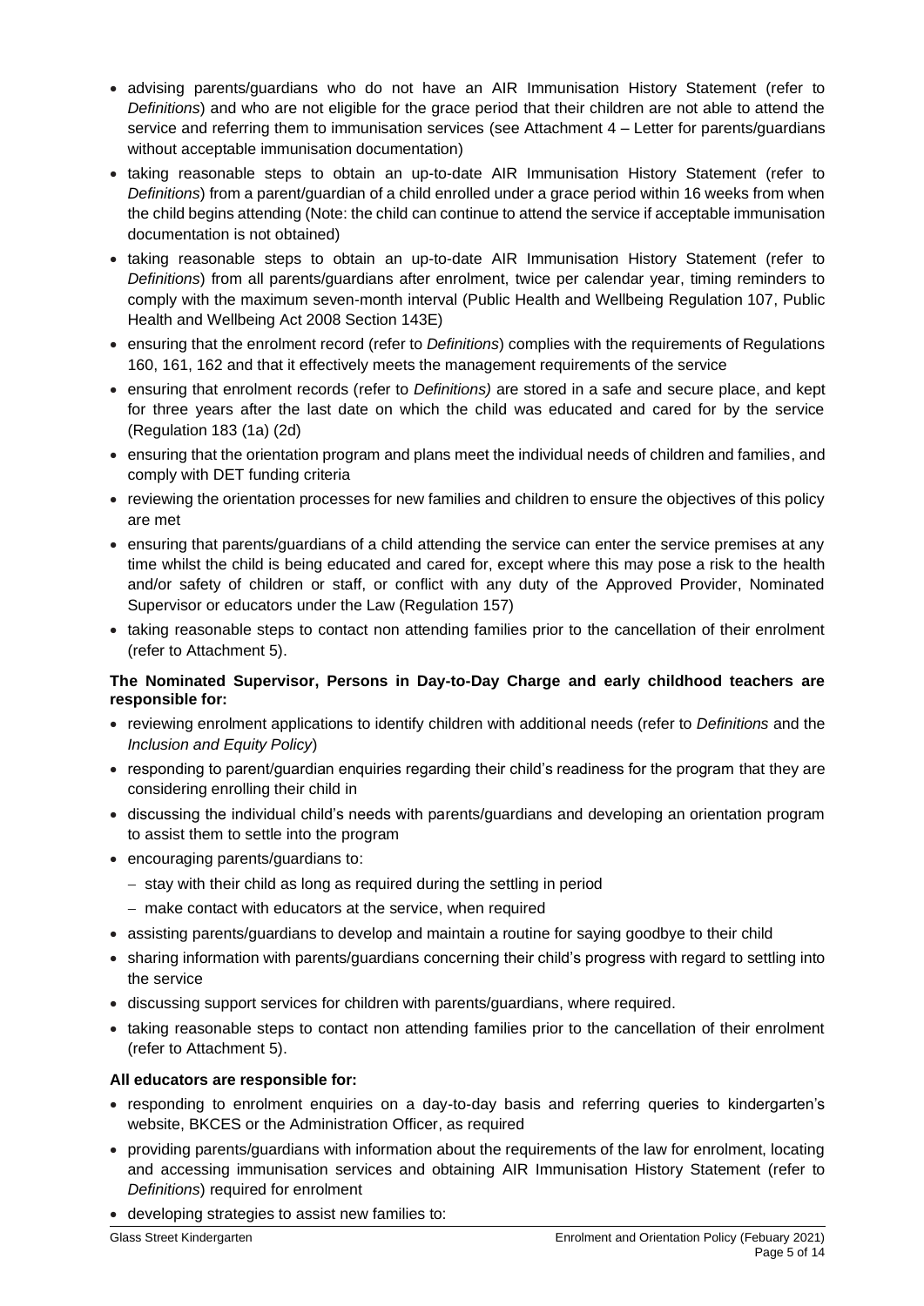- advising parents/guardians who do not have an AIR Immunisation History Statement (refer to *Definitions*) and who are not eligible for the grace period that their children are not able to attend the service and referring them to immunisation services (see Attachment 4 – Letter for parents/guardians without acceptable immunisation documentation)
- taking reasonable steps to obtain an up-to-date AIR Immunisation History Statement (refer to *Definitions*) from a parent/guardian of a child enrolled under a grace period within 16 weeks from when the child begins attending (Note: the child can continue to attend the service if acceptable immunisation documentation is not obtained)
- taking reasonable steps to obtain an up-to-date AIR Immunisation History Statement (refer to *Definitions*) from all parents/guardians after enrolment, twice per calendar year, timing reminders to comply with the maximum seven-month interval (Public Health and Wellbeing Regulation 107, Public Health and Wellbeing Act 2008 Section 143E)
- ensuring that the enrolment record (refer to *Definitions*) complies with the requirements of Regulations 160, 161, 162 and that it effectively meets the management requirements of the service
- ensuring that enrolment records (refer to *Definitions)* are stored in a safe and secure place, and kept for three years after the last date on which the child was educated and cared for by the service (Regulation 183 (1a) (2d)
- ensuring that the orientation program and plans meet the individual needs of children and families, and comply with DET funding criteria
- reviewing the orientation processes for new families and children to ensure the objectives of this policy are met
- ensuring that parents/guardians of a child attending the service can enter the service premises at any time whilst the child is being educated and cared for, except where this may pose a risk to the health and/or safety of children or staff, or conflict with any duty of the Approved Provider, Nominated Supervisor or educators under the Law (Regulation 157)
- taking reasonable steps to contact non attending families prior to the cancellation of their enrolment (refer to Attachment 5).

**The Nominated Supervisor, Persons in Day-to-Day Charge and early childhood teachers are responsible for:**

- reviewing enrolment applications to identify children with additional needs (refer to *Definitions* and the *Inclusion and Equity Policy*)
- responding to parent/guardian enquiries regarding their child's readiness for the program that they are considering enrolling their child in
- discussing the individual child's needs with parents/guardians and developing an orientation program to assist them to settle into the program
- encouraging parents/guardians to:
  - stay with their child as long as required during the settling in period
  - make contact with educators at the service, when required
- assisting parents/guardians to develop and maintain a routine for saying goodbye to their child
- sharing information with parents/guardians concerning their child's progress with regard to settling into the service
- discussing support services for children with parents/guardians, where required.
- taking reasonable steps to contact non attending families prior to the cancellation of their enrolment (refer to Attachment 5).

**All educators are responsible for:**

- responding to enrolment enquiries on a day-to-day basis and referring queries to kindergarten's website, BKCES or the Administration Officer, as required
- providing parents/guardians with information about the requirements of the law for enrolment, locating and accessing immunisation services and obtaining AIR Immunisation History Statement (refer to *Definitions*) required for enrolment
- developing strategies to assist new families to: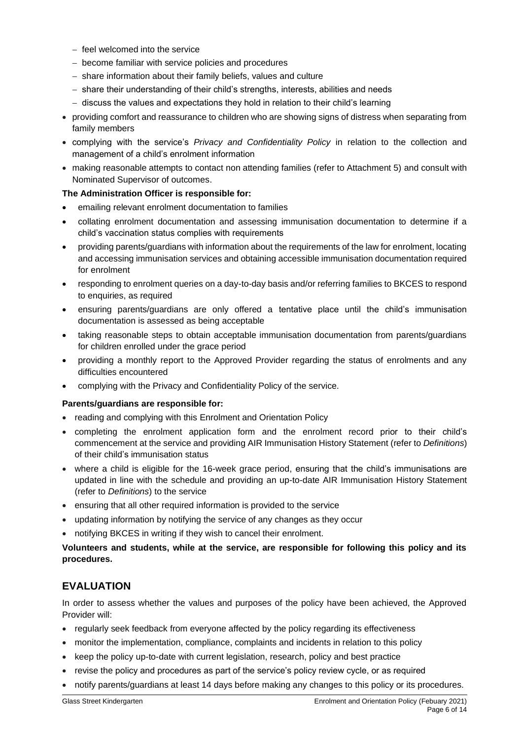- feel welcomed into the service
  - become familiar with service policies and procedures
  - share information about their family beliefs, values and culture
  - share their understanding of their child's strengths, interests, abilities and needs
  - discuss the values and expectations they hold in relation to their child's learning
- providing comfort and reassurance to children who are showing signs of distress when separating from family members
- complying with the service's *Privacy and Confidentiality Policy* in relation to the collection and management of a child's enrolment information
- making reasonable attempts to contact non attending families (refer to Attachment 5) and consult with Nominated Supervisor of outcomes.

**The Administration Officer is responsible for:**

- emailing relevant enrolment documentation to families
- collating enrolment documentation and assessing immunisation documentation to determine if a child's vaccination status complies with requirements
- providing parents/guardians with information about the requirements of the law for enrolment, locating and accessing immunisation services and obtaining accessible immunisation documentation required for enrolment
- responding to enrolment queries on a day-to-day basis and/or referring families to BKCES to respond to enquiries, as required
- ensuring parents/guardians are only offered a tentative place until the child's immunisation documentation is assessed as being acceptable
- taking reasonable steps to obtain acceptable immunisation documentation from parents/guardians for children enrolled under the grace period
- providing a monthly report to the Approved Provider regarding the status of enrolments and any difficulties encountered
- complying with the Privacy and Confidentiality Policy of the service.

**Parents/guardians are responsible for:**

- reading and complying with this Enrolment and Orientation Policy
- completing the enrolment application form and the enrolment record prior to their child's commencement at the service and providing AIR Immunisation History Statement (refer to *Definitions*) of their child's immunisation status
- where a child is eligible for the 16-week grace period, ensuring that the child's immunisations are updated in line with the schedule and providing an up-to-date AIR Immunisation History Statement (refer to *Definitions*) to the service
- ensuring that all other required information is provided to the service
- updating information by notifying the service of any changes as they occur
- notifying BKCES in writing if they wish to cancel their enrolment.

**Volunteers and students, while at the service, are responsible for following this policy and its procedures.**

## EVALUATION

In order to assess whether the values and purposes of the policy have been achieved, the Approved Provider will:

- regularly seek feedback from everyone affected by the policy regarding its effectiveness
- monitor the implementation, compliance, complaints and incidents in relation to this policy
- keep the policy up-to-date with current legislation, research, policy and best practice
- revise the policy and procedures as part of the service's policy review cycle, or as required
- notify parents/guardians at least 14 days before making any changes to this policy or its procedures.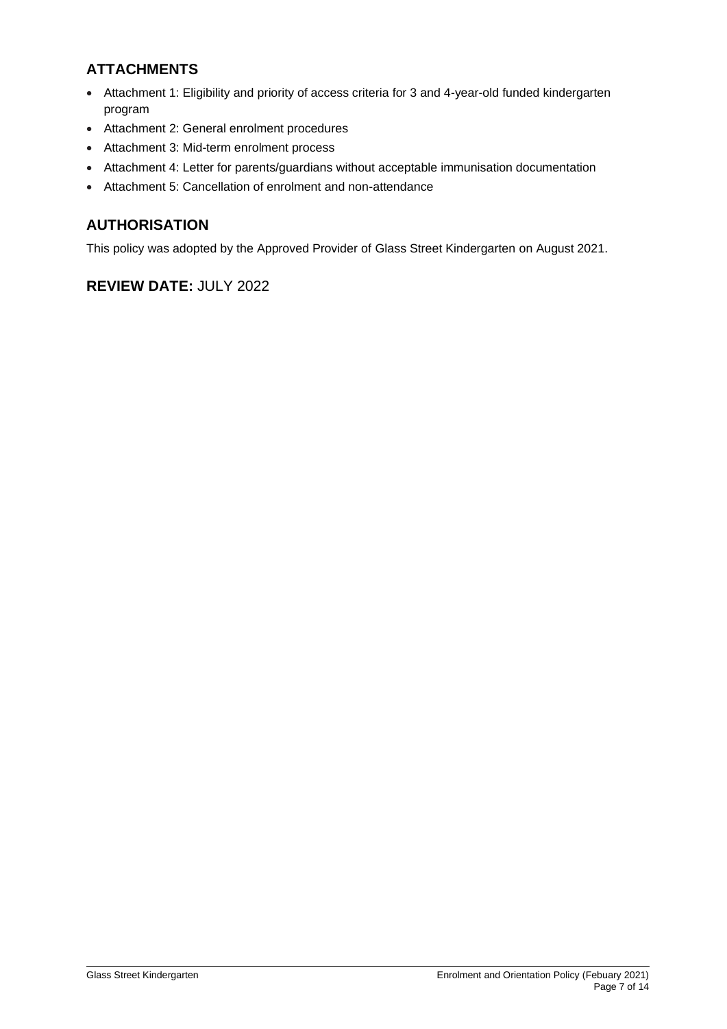## ATTACHMENTS

- Attachment 1: Eligibility and priority of access criteria for 3 and 4-year-old funded kindergarten program
- Attachment 2: General enrolment procedures
- Attachment 3: Mid-term enrolment process
- Attachment 4: Letter for parents/guardians without acceptable immunisation documentation
- Attachment 5: Cancellation of enrolment and non-attendance

## AUTHORISATION

This policy was adopted by the Approved Provider of Glass Street Kindergarten on August 2021.

## REVIEW DATE: JULY 2022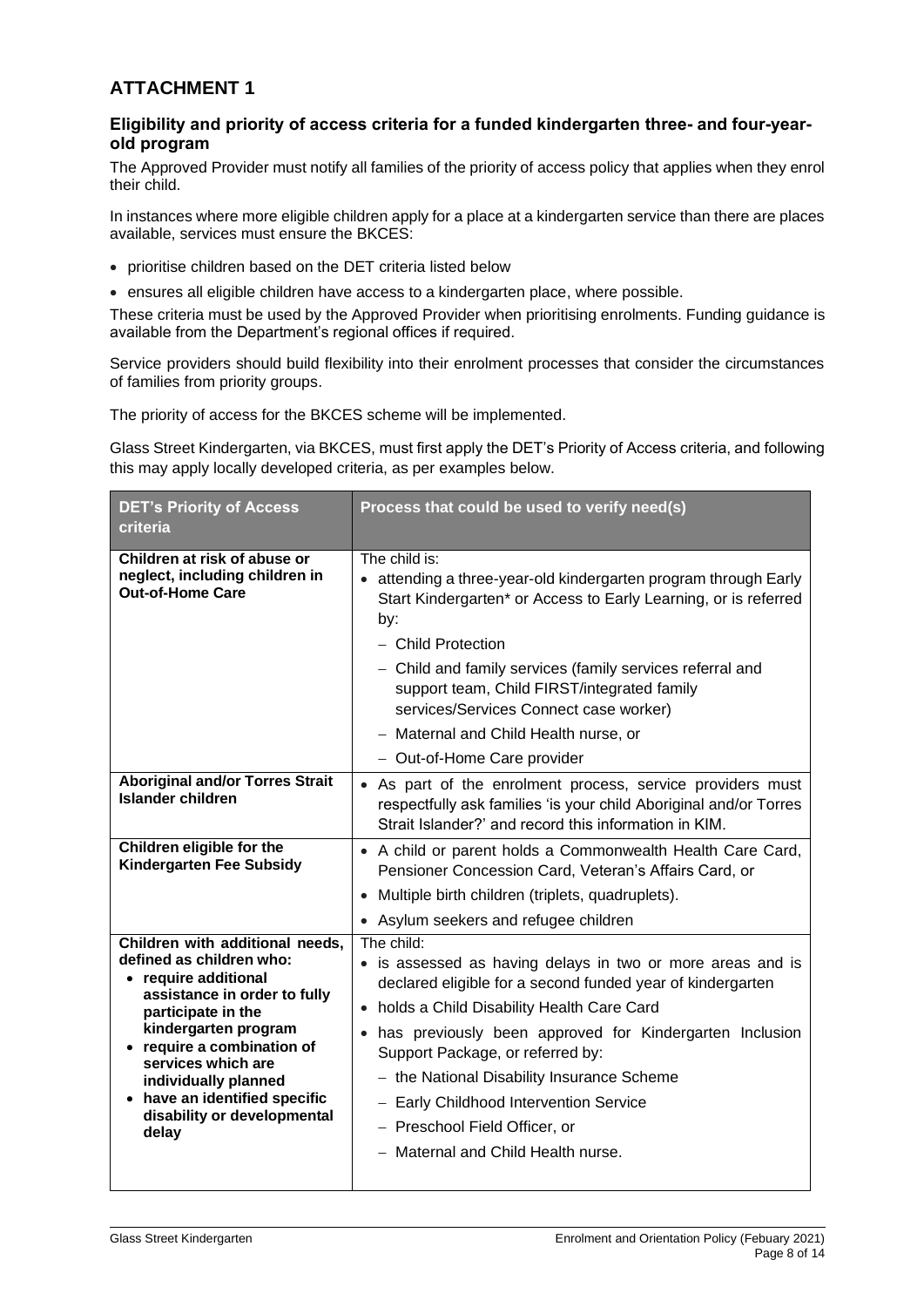# ATTACHMENT 1

### Eligibility and priority of access criteria for a funded kindergarten three- and four-year-old program

The Approved Provider must notify all families of the priority of access policy that applies when they enrol their child.

In instances where more eligible children apply for a place at a kindergarten service than there are places available, services must ensure the BKCES:

- prioritise children based on the DET criteria listed below
- ensures all eligible children have access to a kindergarten place, where possible.

These criteria must be used by the Approved Provider when prioritising enrolments. Funding guidance is available from the Department's regional offices if required.

Service providers should build flexibility into their enrolment processes that consider the circumstances of families from priority groups.

The priority of access for the BKCES scheme will be implemented.

Glass Street Kindergarten, via BKCES, must first apply the DET's Priority of Access criteria, and following this may apply locally developed criteria, as per examples below.

| DET's Priority of Access criteria | Process that could be used to verify need(s) |
|---|---|
| **Children at risk of abuse or neglect, including children in Out-of-Home Care** | The child is:<br>• attending a three-year-old kindergarten program through Early Start Kindergarten* or Access to Early Learning, or is referred by:<br>– Child Protection<br>– Child and family services (family services referral and support team, Child FIRST/integrated family services/Services Connect case worker)<br>– Maternal and Child Health nurse, or<br>– Out-of-Home Care provider |
| **Aboriginal and/or Torres Strait Islander children** | • As part of the enrolment process, service providers must respectfully ask families 'is your child Aboriginal and/or Torres Strait Islander?' and record this information in KIM. |
| **Children eligible for the Kindergarten Fee Subsidy** | • A child or parent holds a Commonwealth Health Care Card, Pensioner Concession Card, Veteran's Affairs Card, or<br>• Multiple birth children (triplets, quadruplets).<br>• Asylum seekers and refugee children |
| **Children with additional needs, defined as children who:**<br>• **require additional assistance in order to fully participate in the kindergarten program**<br>• **require a combination of services which are individually planned**<br>• **have an identified specific disability or developmental delay** | The child:<br>• is assessed as having delays in two or more areas and is declared eligible for a second funded year of kindergarten<br>• holds a Child Disability Health Care Card<br>• has previously been approved for Kindergarten Inclusion Support Package, or referred by:<br>– the National Disability Insurance Scheme<br>– Early Childhood Intervention Service<br>– Preschool Field Officer, or<br>– Maternal and Child Health nurse. |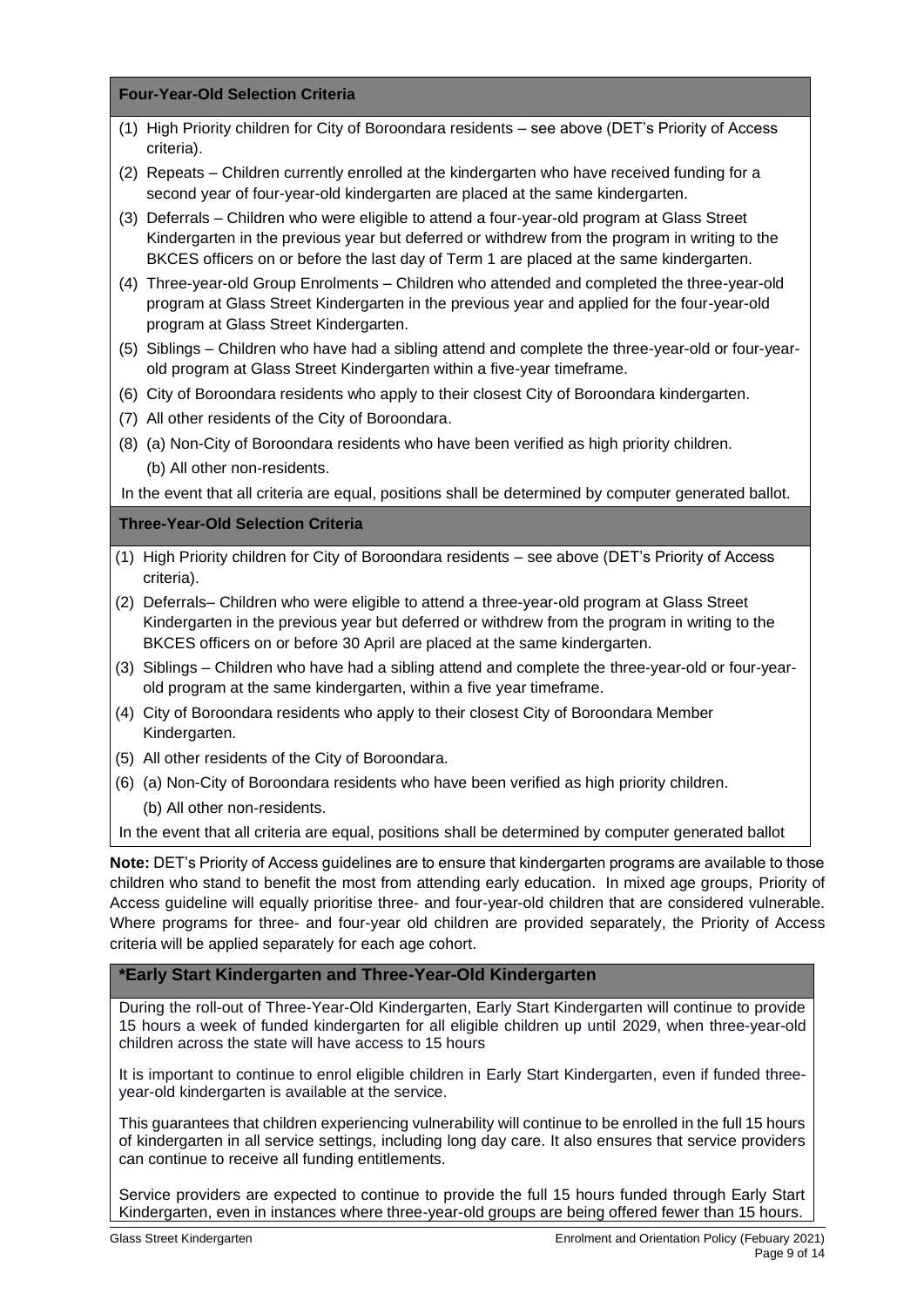**Four-Year-Old Selection Criteria**

(1) High Priority children for City of Boroondara residents – see above (DET's Priority of Access criteria).

(2) Repeats – Children currently enrolled at the kindergarten who have received funding for a second year of four-year-old kindergarten are placed at the same kindergarten.

(3) Deferrals – Children who were eligible to attend a four-year-old program at Glass Street Kindergarten in the previous year but deferred or withdrew from the program in writing to the BKCES officers on or before the last day of Term 1 are placed at the same kindergarten.

(4) Three-year-old Group Enrolments – Children who attended and completed the three-year-old program at Glass Street Kindergarten in the previous year and applied for the four-year-old program at Glass Street Kindergarten.

(5) Siblings – Children who have had a sibling attend and complete the three-year-old or four-year-old program at Glass Street Kindergarten within a five-year timeframe.

(6) City of Boroondara residents who apply to their closest City of Boroondara kindergarten.

(7) All other residents of the City of Boroondara.

(8) (a) Non-City of Boroondara residents who have been verified as high priority children.
    (b) All other non-residents.

In the event that all criteria are equal, positions shall be determined by computer generated ballot.

**Three-Year-Old Selection Criteria**

(1) High Priority children for City of Boroondara residents – see above (DET's Priority of Access criteria).

(2) Deferrals– Children who were eligible to attend a three-year-old program at Glass Street Kindergarten in the previous year but deferred or withdrew from the program in writing to the BKCES officers on or before 30 April are placed at the same kindergarten.

(3) Siblings – Children who have had a sibling attend and complete the three-year-old or four-year-old program at the same kindergarten, within a five year timeframe.

(4) City of Boroondara residents who apply to their closest City of Boroondara Member Kindergarten.

(5) All other residents of the City of Boroondara.

(6) (a) Non-City of Boroondara residents who have been verified as high priority children.
    (b) All other non-residents.

In the event that all criteria are equal, positions shall be determined by computer generated ballot

**Note:** DET's Priority of Access guidelines are to ensure that kindergarten programs are available to those children who stand to benefit the most from attending early education. In mixed age groups, Priority of Access guideline will equally prioritise three- and four-year-old children that are considered vulnerable. Where programs for three- and four-year old children are provided separately, the Priority of Access criteria will be applied separately for each age cohort.

**\*Early Start Kindergarten and Three-Year-Old Kindergarten**

During the roll-out of Three-Year-Old Kindergarten, Early Start Kindergarten will continue to provide 15 hours a week of funded kindergarten for all eligible children up until 2029, when three-year-old children across the state will have access to 15 hours

It is important to continue to enrol eligible children in Early Start Kindergarten, even if funded three-year-old kindergarten is available at the service.

This guarantees that children experiencing vulnerability will continue to be enrolled in the full 15 hours of kindergarten in all service settings, including long day care. It also ensures that service providers can continue to receive all funding entitlements.

Service providers are expected to continue to provide the full 15 hours funded through Early Start Kindergarten, even in instances where three-year-old groups are being offered fewer than 15 hours.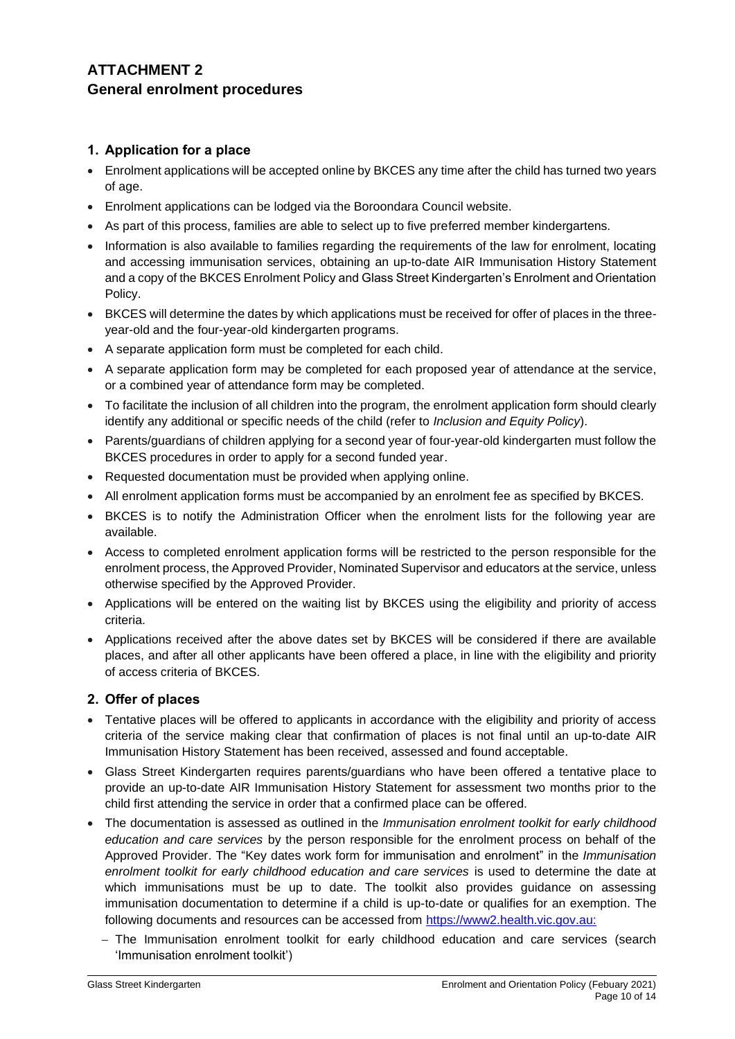# ATTACHMENT 2
## General enrolment procedures

### 1. Application for a place

- Enrolment applications will be accepted online by BKCES any time after the child has turned two years of age.
- Enrolment applications can be lodged via the Boroondara Council website.
- As part of this process, families are able to select up to five preferred member kindergartens.
- Information is also available to families regarding the requirements of the law for enrolment, locating and accessing immunisation services, obtaining an up-to-date AIR Immunisation History Statement and a copy of the BKCES Enrolment Policy and Glass Street Kindergarten's Enrolment and Orientation Policy.
- BKCES will determine the dates by which applications must be received for offer of places in the three-year-old and the four-year-old kindergarten programs.
- A separate application form must be completed for each child.
- A separate application form may be completed for each proposed year of attendance at the service, or a combined year of attendance form may be completed.
- To facilitate the inclusion of all children into the program, the enrolment application form should clearly identify any additional or specific needs of the child (refer to *Inclusion and Equity Policy*).
- Parents/guardians of children applying for a second year of four-year-old kindergarten must follow the BKCES procedures in order to apply for a second funded year.
- Requested documentation must be provided when applying online.
- All enrolment application forms must be accompanied by an enrolment fee as specified by BKCES.
- BKCES is to notify the Administration Officer when the enrolment lists for the following year are available.
- Access to completed enrolment application forms will be restricted to the person responsible for the enrolment process, the Approved Provider, Nominated Supervisor and educators at the service, unless otherwise specified by the Approved Provider.
- Applications will be entered on the waiting list by BKCES using the eligibility and priority of access criteria.
- Applications received after the above dates set by BKCES will be considered if there are available places, and after all other applicants have been offered a place, in line with the eligibility and priority of access criteria of BKCES.

### 2. Offer of places

- Tentative places will be offered to applicants in accordance with the eligibility and priority of access criteria of the service making clear that confirmation of places is not final until an up-to-date AIR Immunisation History Statement has been received, assessed and found acceptable.
- Glass Street Kindergarten requires parents/guardians who have been offered a tentative place to provide an up-to-date AIR Immunisation History Statement for assessment two months prior to the child first attending the service in order that a confirmed place can be offered.
- The documentation is assessed as outlined in the *Immunisation enrolment toolkit for early childhood education and care services* by the person responsible for the enrolment process on behalf of the Approved Provider. The "Key dates work form for immunisation and enrolment" in the *Immunisation enrolment toolkit for early childhood education and care services* is used to determine the date at which immunisations must be up to date. The toolkit also provides guidance on assessing immunisation documentation to determine if a child is up-to-date or qualifies for an exemption. The following documents and resources can be accessed from https://www2.health.vic.gov.au:
  - The Immunisation enrolment toolkit for early childhood education and care services (search 'Immunisation enrolment toolkit')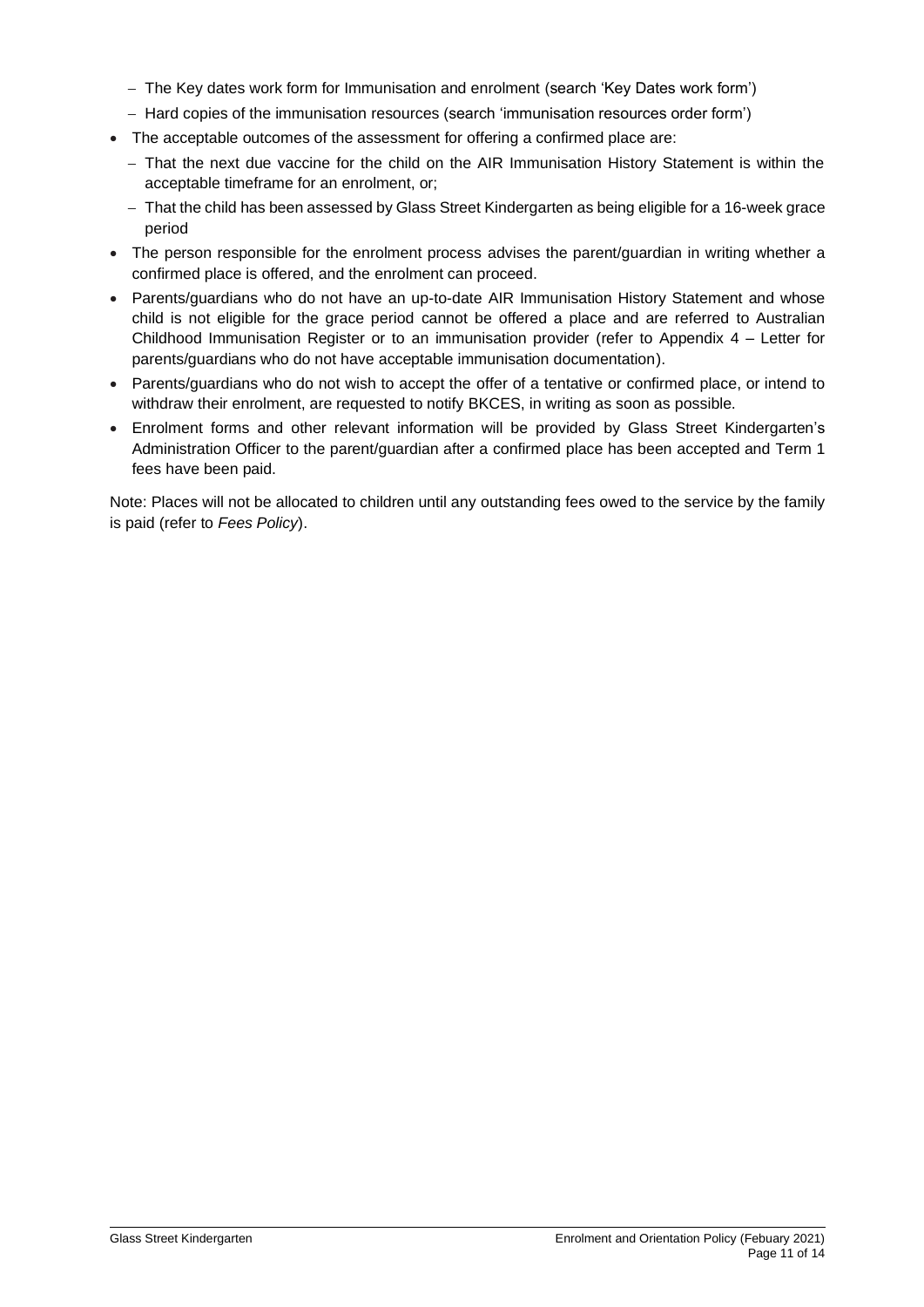- The Key dates work form for Immunisation and enrolment (search 'Key Dates work form')
  - Hard copies of the immunisation resources (search 'immunisation resources order form')
- The acceptable outcomes of the assessment for offering a confirmed place are:
  - That the next due vaccine for the child on the AIR Immunisation History Statement is within the acceptable timeframe for an enrolment, or;
  - That the child has been assessed by Glass Street Kindergarten as being eligible for a 16-week grace period
- The person responsible for the enrolment process advises the parent/guardian in writing whether a confirmed place is offered, and the enrolment can proceed.
- Parents/guardians who do not have an up-to-date AIR Immunisation History Statement and whose child is not eligible for the grace period cannot be offered a place and are referred to Australian Childhood Immunisation Register or to an immunisation provider (refer to Appendix 4 – Letter for parents/guardians who do not have acceptable immunisation documentation).
- Parents/guardians who do not wish to accept the offer of a tentative or confirmed place, or intend to withdraw their enrolment, are requested to notify BKCES, in writing as soon as possible.
- Enrolment forms and other relevant information will be provided by Glass Street Kindergarten's Administration Officer to the parent/guardian after a confirmed place has been accepted and Term 1 fees have been paid.

Note: Places will not be allocated to children until any outstanding fees owed to the service by the family is paid (refer to *Fees Policy*).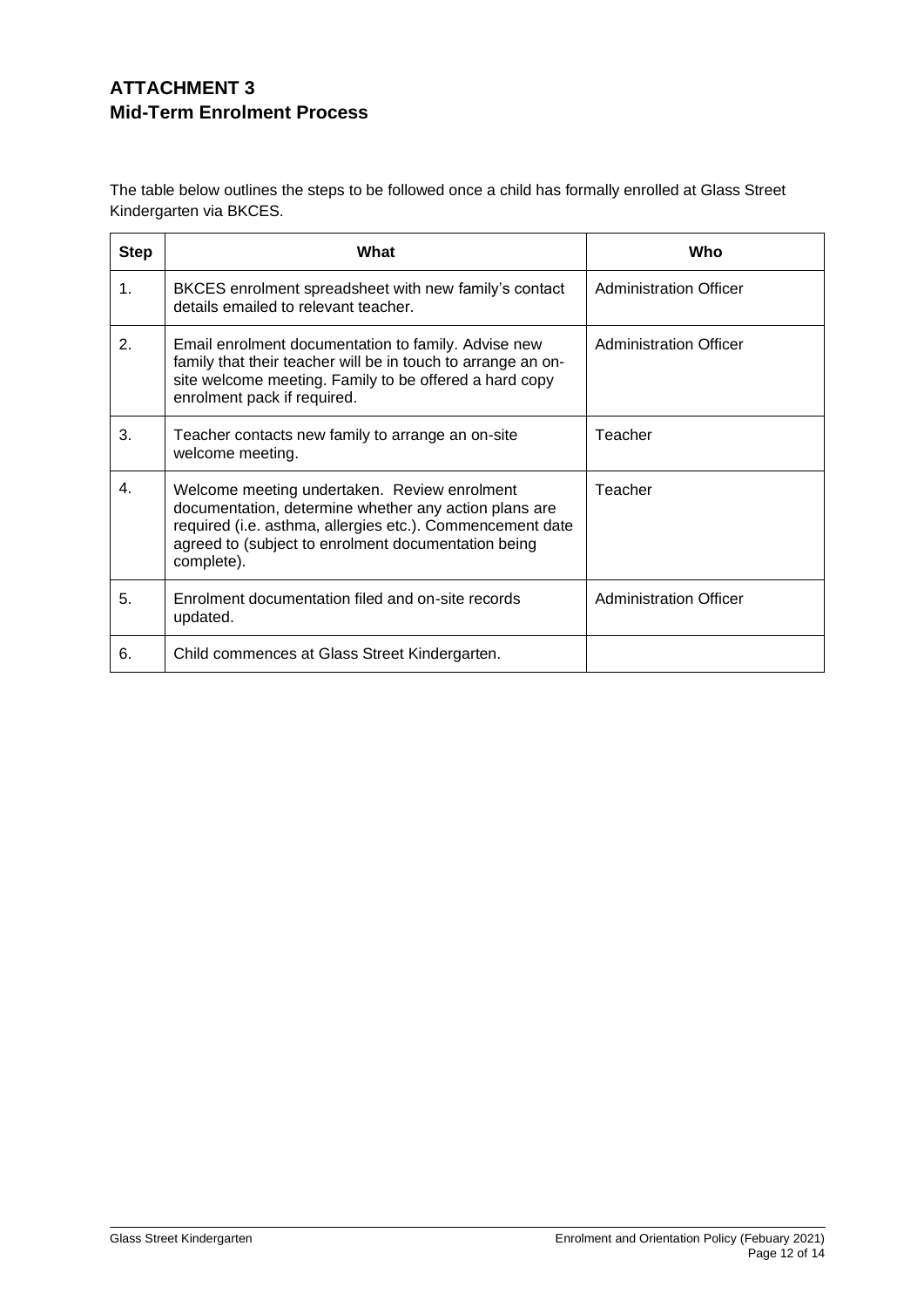## ATTACHMENT 3
## Mid-Term Enrolment Process

The table below outlines the steps to be followed once a child has formally enrolled at Glass Street Kindergarten via BKCES.

| Step | What | Who |
|---|---|---|
| 1. | BKCES enrolment spreadsheet with new family's contact details emailed to relevant teacher. | Administration Officer |
| 2. | Email enrolment documentation to family. Advise new family that their teacher will be in touch to arrange an on-site welcome meeting. Family to be offered a hard copy enrolment pack if required. | Administration Officer |
| 3. | Teacher contacts new family to arrange an on-site welcome meeting. | Teacher |
| 4. | Welcome meeting undertaken. Review enrolment documentation, determine whether any action plans are required (i.e. asthma, allergies etc.). Commencement date agreed to (subject to enrolment documentation being complete). | Teacher |
| 5. | Enrolment documentation filed and on-site records updated. | Administration Officer |
| 6. | Child commences at Glass Street Kindergarten. | |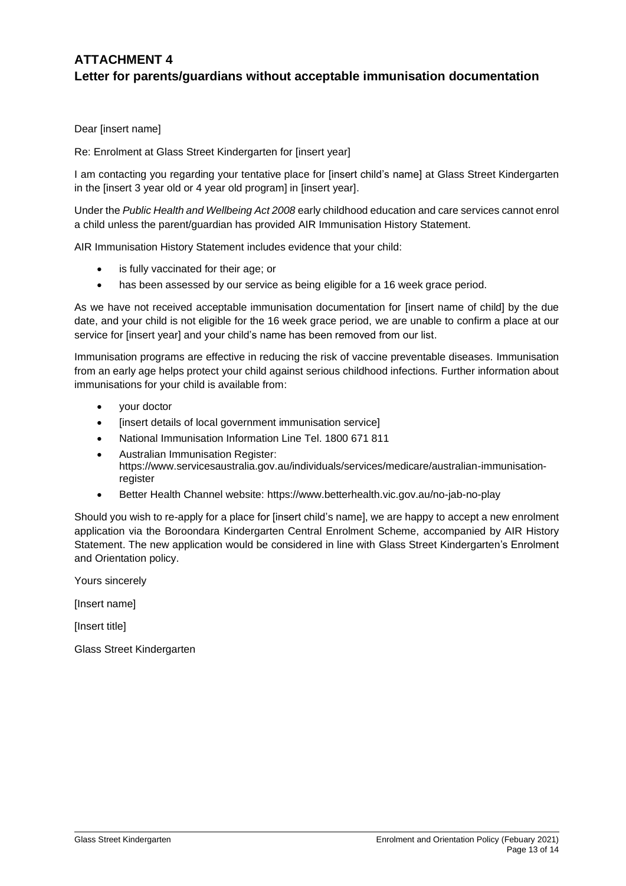# ATTACHMENT 4

## Letter for parents/guardians without acceptable immunisation documentation

Dear [insert name]

Re: Enrolment at Glass Street Kindergarten for [insert year]

I am contacting you regarding your tentative place for [insert child's name] at Glass Street Kindergarten in the [insert 3 year old or 4 year old program] in [insert year].

Under the *Public Health and Wellbeing Act 2008* early childhood education and care services cannot enrol a child unless the parent/guardian has provided AIR Immunisation History Statement.

AIR Immunisation History Statement includes evidence that your child:

- is fully vaccinated for their age; or
- has been assessed by our service as being eligible for a 16 week grace period.

As we have not received acceptable immunisation documentation for [insert name of child] by the due date, and your child is not eligible for the 16 week grace period, we are unable to confirm a place at our service for [insert year] and your child's name has been removed from our list.

Immunisation programs are effective in reducing the risk of vaccine preventable diseases. Immunisation from an early age helps protect your child against serious childhood infections. Further information about immunisations for your child is available from:

- your doctor
- [insert details of local government immunisation service]
- National Immunisation Information Line Tel. 1800 671 811
- Australian Immunisation Register: https://www.servicesaustralia.gov.au/individuals/services/medicare/australian-immunisation-register
- Better Health Channel website: https://www.betterhealth.vic.gov.au/no-jab-no-play

Should you wish to re-apply for a place for [insert child's name], we are happy to accept a new enrolment application via the Boroondara Kindergarten Central Enrolment Scheme, accompanied by AIR History Statement. The new application would be considered in line with Glass Street Kindergarten's Enrolment and Orientation policy.

Yours sincerely

[Insert name]

[Insert title]

Glass Street Kindergarten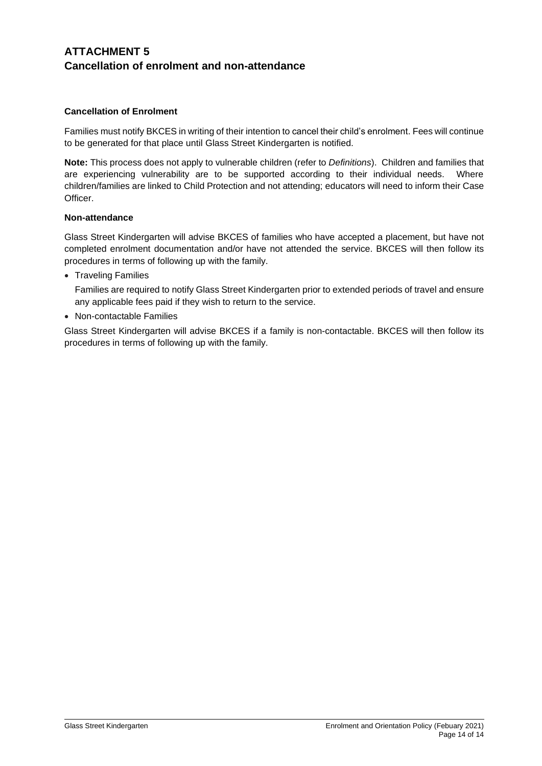# ATTACHMENT 5
## Cancellation of enrolment and non-attendance

**Cancellation of Enrolment**

Families must notify BKCES in writing of their intention to cancel their child's enrolment. Fees will continue to be generated for that place until Glass Street Kindergarten is notified.

**Note:** This process does not apply to vulnerable children (refer to *Definitions*). Children and families that are experiencing vulnerability are to be supported according to their individual needs. Where children/families are linked to Child Protection and not attending; educators will need to inform their Case Officer.

**Non-attendance**

Glass Street Kindergarten will advise BKCES of families who have accepted a placement, but have not completed enrolment documentation and/or have not attended the service. BKCES will then follow its procedures in terms of following up with the family.

- Traveling Families

  Families are required to notify Glass Street Kindergarten prior to extended periods of travel and ensure any applicable fees paid if they wish to return to the service.

- Non-contactable Families

Glass Street Kindergarten will advise BKCES if a family is non-contactable. BKCES will then follow its procedures in terms of following up with the family.